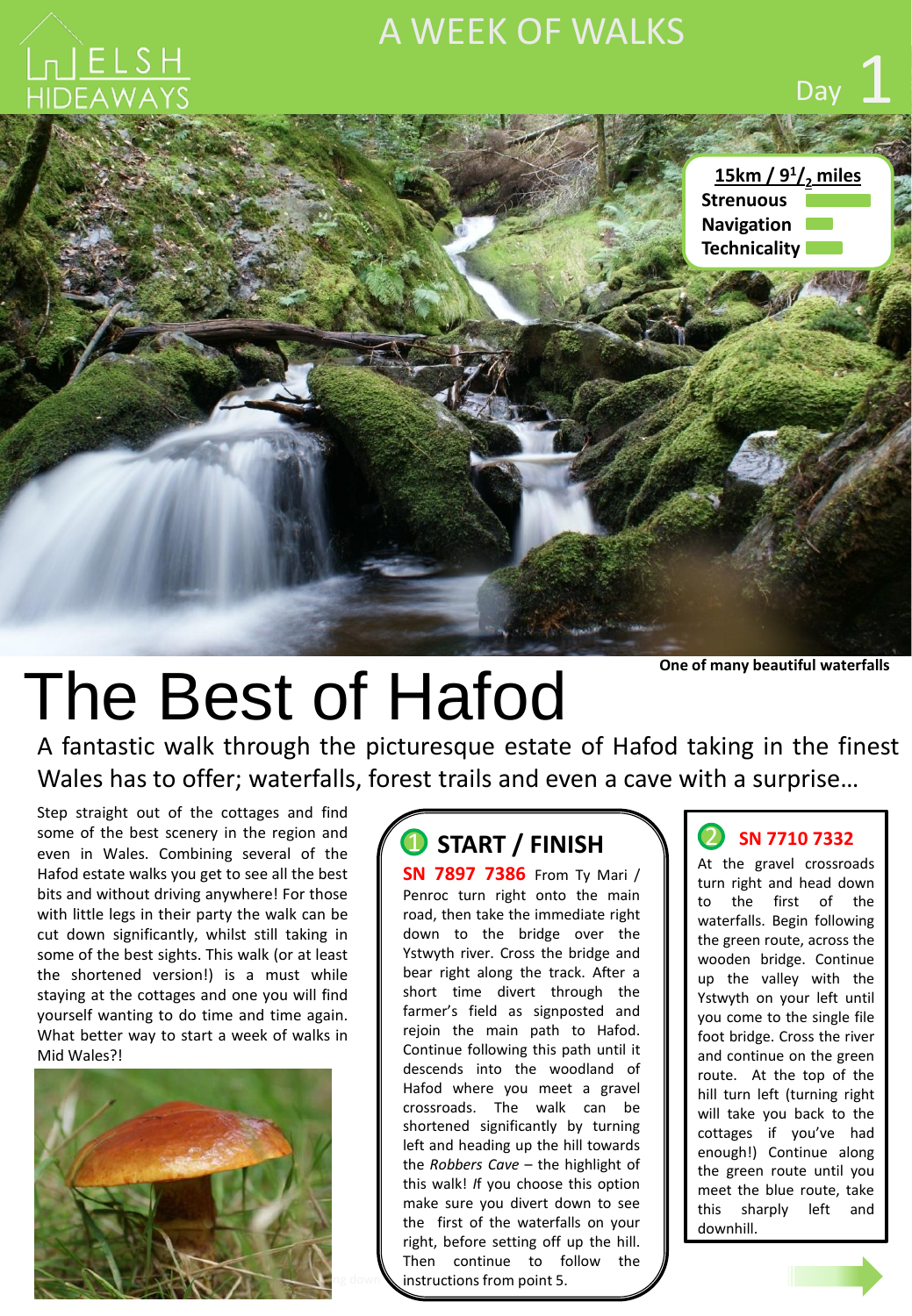WELSH HIDEAWAYS

# A WEEK OF WALKS

Day 1

**15km / 9 1/2 miles**

**Strenuous**

**Navigation**

**Technicality**

**One of many beautiful waterfalls**

# The Best of Hafod

A fantastic walk through the picturesque estate of Hafod taking in the finest Wales has to offer; waterfalls, forest trails and even a cave with a surprise…

Step straight out of the cottages and find some of the best scenery in the region and even in Wales. Combining several of the Hafod estate walks you get to see all the best bits and without driving anywhere! For those with little legs in their party the walk can be cut down significantly, whilst still taking in some of the best sights. This walk (or at least the shortened version!) is a must while staying at the cottages and one you will find yourself wanting to do time and time again. What better way to start a week of walks in Mid Wales?!

## 1 START / FINISH

**SN 7897 7386** From Ty Mari / Penroc turn right onto the main road, then take the immediate right down to the bridge over the Ystwyth river. Cross the bridge and bear right along the track. After a short time divert through the farmer's field as signposted and rejoin the main path to Hafod. Continue following this path until it descends into the woodland of Hafod where you meet a gravel crossroads. The walk can be shortened significantly by turning left and heading up the hill towards the *Robbers Cave* – the highlight of this walk! *If* you choose this option make sure you divert down to see the first of the waterfalls on your right, before setting off up the hill. Then continue to follow the instructions from point 5.

## 2 SN 7710 7332

At the gravel crossroads turn right and head down to the first of the waterfalls. Begin following the green route, across the wooden bridge. Continue up the valley with the Ystwyth on your left until you come to the single file foot bridge. Cross the river and continue on the green route. At the top of the hill turn left (turning right will take you back to the cottages if you've had enough!) Continue along the green route until you meet the blue route, take this sharply left and downhill.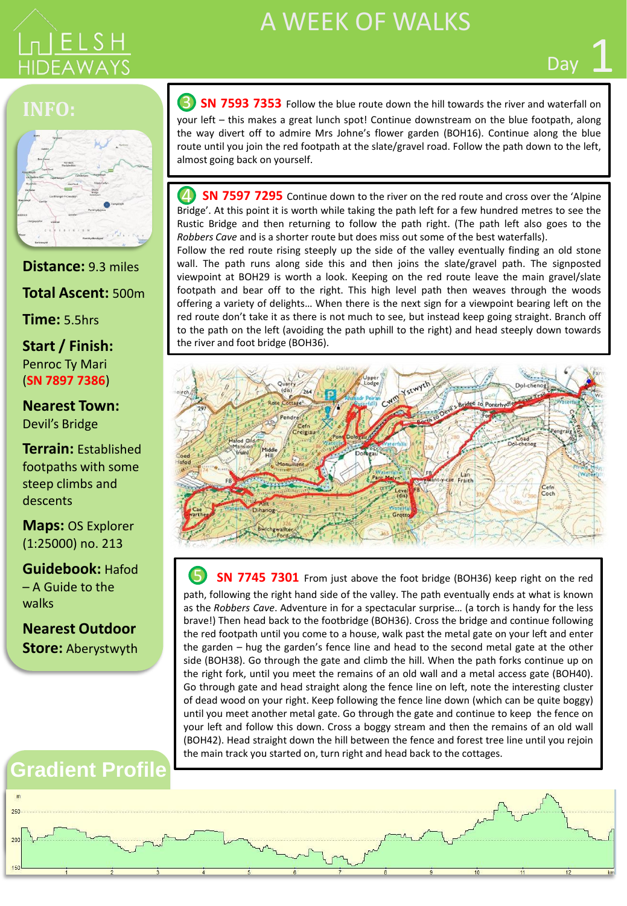# A WEEK OF WALKS

Day 1

## INFO:

**Distance:** 9.3 miles

**Total Ascent:** 500m

**Time:** 5.5hrs

**Start / Finish:** Penroc Ty Mari (**SN 7897 7386**)

**Nearest Town:** Devil's Bridge

**Terrain:** Established footpaths with some steep climbs and descents

**Maps:** OS Explorer (1:25000) no. 213

**Guidebook:** Hafod – A Guide to the walks

**Nearest Outdoor Store:** Aberystwyth

**3 SN 7593 7353** Follow the blue route down the hill towards the river and waterfall on your left – this makes a great lunch spot! Continue downstream on the blue footpath, along the way divert off to admire Mrs Johne's flower garden (BOH16). Continue along the blue route until you join the red footpath at the slate/gravel road. Follow the path down to the left, almost going back on yourself.

**4 SN 7597 7295** Continue down to the river on the red route and cross over the 'Alpine Bridge'. At this point it is worth while taking the path left for a few hundred metres to see the Rustic Bridge and then returning to follow the path right. (The path left also goes to the *Robbers Cave* and is a shorter route but does miss out some of the best waterfalls).
Follow the red route rising steeply up the side of the valley eventually finding an old stone wall. The path runs along side this and then joins the slate/gravel path. The signposted viewpoint at BOH29 is worth a look. Keeping on the red route leave the main gravel/slate footpath and bear off to the right. This high level path then weaves through the woods offering a variety of delights… When there is the next sign for a viewpoint bearing left on the red route don't take it as there is not much to see, but instead keep going straight. Branch off to the path on the left (avoiding the path uphill to the right) and head steeply down towards the river and foot bridge (BOH36).

**5 SN 7745 7301** From just above the foot bridge (BOH36) keep right on the red path, following the right hand side of the valley. The path eventually ends at what is known as the *Robbers Cave*. Adventure in for a spectacular surprise… (a torch is handy for the less brave!) Then head back to the footbridge (BOH36). Cross the bridge and continue following the red footpath until you come to a house, walk past the metal gate on your left and enter the garden – hug the garden's fence line and head to the second metal gate at the other side (BOH38). Go through the gate and climb the hill. When the path forks continue up on the right fork, until you meet the remains of an old wall and a metal access gate (BOH40). Go through gate and head straight along the fence line on left, note the interesting cluster of dead wood on your right. Keep following the fence line down (which can be quite boggy) until you meet another metal gate. Go through the gate and continue to keep the fence on your left and follow this down. Cross a boggy stream and then the remains of an old wall (BOH42). Head straight down the hill between the fence and forest tree line until you rejoin the main track you started on, turn right and head back to the cottages.

## Gradient Profile

m
250
200
150
1 2 3 4 5 6 7 8 9 10 11 12 km